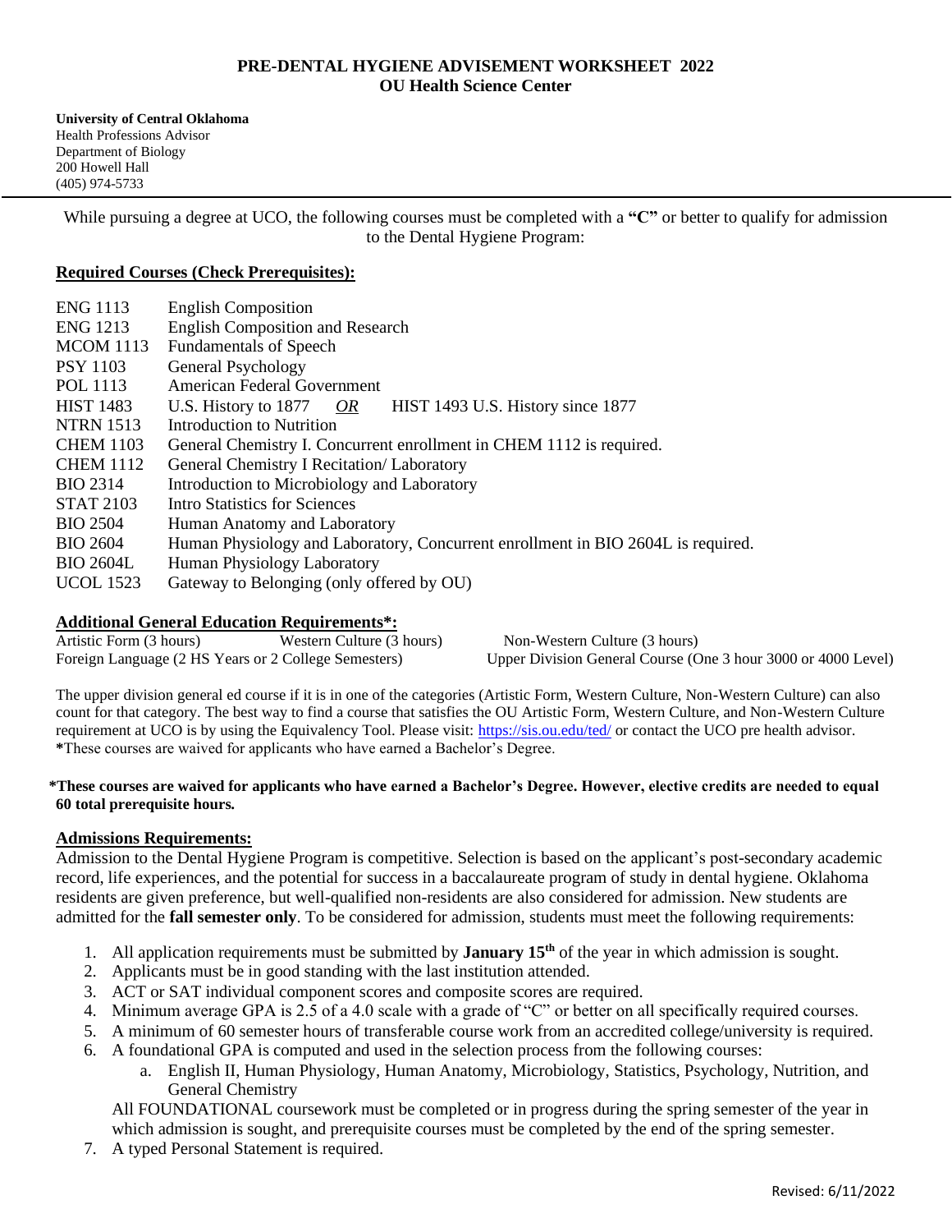# PRE-DENTAL HYGIENE ADVISEMENT WORKSHEET 2022
## OU Health Science Center

**University of Central Oklahoma**
Health Professions Advisor
Department of Biology
200 Howell Hall
(405) 974-5733

While pursuing a degree at UCO, the following courses must be completed with a **"C"** or better to qualify for admission to the Dental Hygiene Program:

### Required Courses (Check Prerequisites):

| | |
|---|---|
| ENG 1113 | English Composition |
| ENG 1213 | English Composition and Research |
| MCOM 1113 | Fundamentals of Speech |
| PSY 1103 | General Psychology |
| POL 1113 | American Federal Government |
| HIST 1483 | U.S. History to 1877 *OR* HIST 1493 U.S. History since 1877 |
| NTRN 1513 | Introduction to Nutrition |
| CHEM 1103 | General Chemistry I. Concurrent enrollment in CHEM 1112 is required. |
| CHEM 1112 | General Chemistry I Recitation/ Laboratory |
| BIO 2314 | Introduction to Microbiology and Laboratory |
| STAT 2103 | Intro Statistics for Sciences |
| BIO 2504 | Human Anatomy and Laboratory |
| BIO 2604 | Human Physiology and Laboratory, Concurrent enrollment in BIO 2604L is required. |
| BIO 2604L | Human Physiology Laboratory |
| UCOL 1523 | Gateway to Belonging (only offered by OU) |

### Additional General Education Requirements*:

Artistic Form (3 hours)
Western Culture (3 hours)
Non-Western Culture (3 hours)
Foreign Language (2 HS Years or 2 College Semesters)
Upper Division General Course (One 3 hour 3000 or 4000 Level)

The upper division general ed course if it is in one of the categories (Artistic Form, Western Culture, Non-Western Culture) can also count for that category. The best way to find a course that satisfies the OU Artistic Form, Western Culture, and Non-Western Culture requirement at UCO is by using the Equivalency Tool. Please visit: https://sis.ou.edu/ted/ or contact the UCO pre health advisor.
***These courses are waived for applicants who have earned a Bachelor's Degree.**

***These courses are waived for applicants who have earned a Bachelor's Degree. However, elective credits are needed to equal 60 total prerequisite hours.**

### Admissions Requirements:

Admission to the Dental Hygiene Program is competitive. Selection is based on the applicant's post-secondary academic record, life experiences, and the potential for success in a baccalaureate program of study in dental hygiene. Oklahoma residents are given preference, but well-qualified non-residents are also considered for admission. New students are admitted for the **fall semester only**. To be considered for admission, students must meet the following requirements:

1. All application requirements must be submitted by **January 15th** of the year in which admission is sought.
2. Applicants must be in good standing with the last institution attended.
3. ACT or SAT individual component scores and composite scores are required.
4. Minimum average GPA is 2.5 of a 4.0 scale with a grade of "C" or better on all specifically required courses.
5. A minimum of 60 semester hours of transferable course work from an accredited college/university is required.
6. A foundational GPA is computed and used in the selection process from the following courses:
    a. English II, Human Physiology, Human Anatomy, Microbiology, Statistics, Psychology, Nutrition, and General Chemistry

    All FOUNDATIONAL coursework must be completed or in progress during the spring semester of the year in which admission is sought, and prerequisite courses must be completed by the end of the spring semester.
7. A typed Personal Statement is required.

Revised: 6/11/2022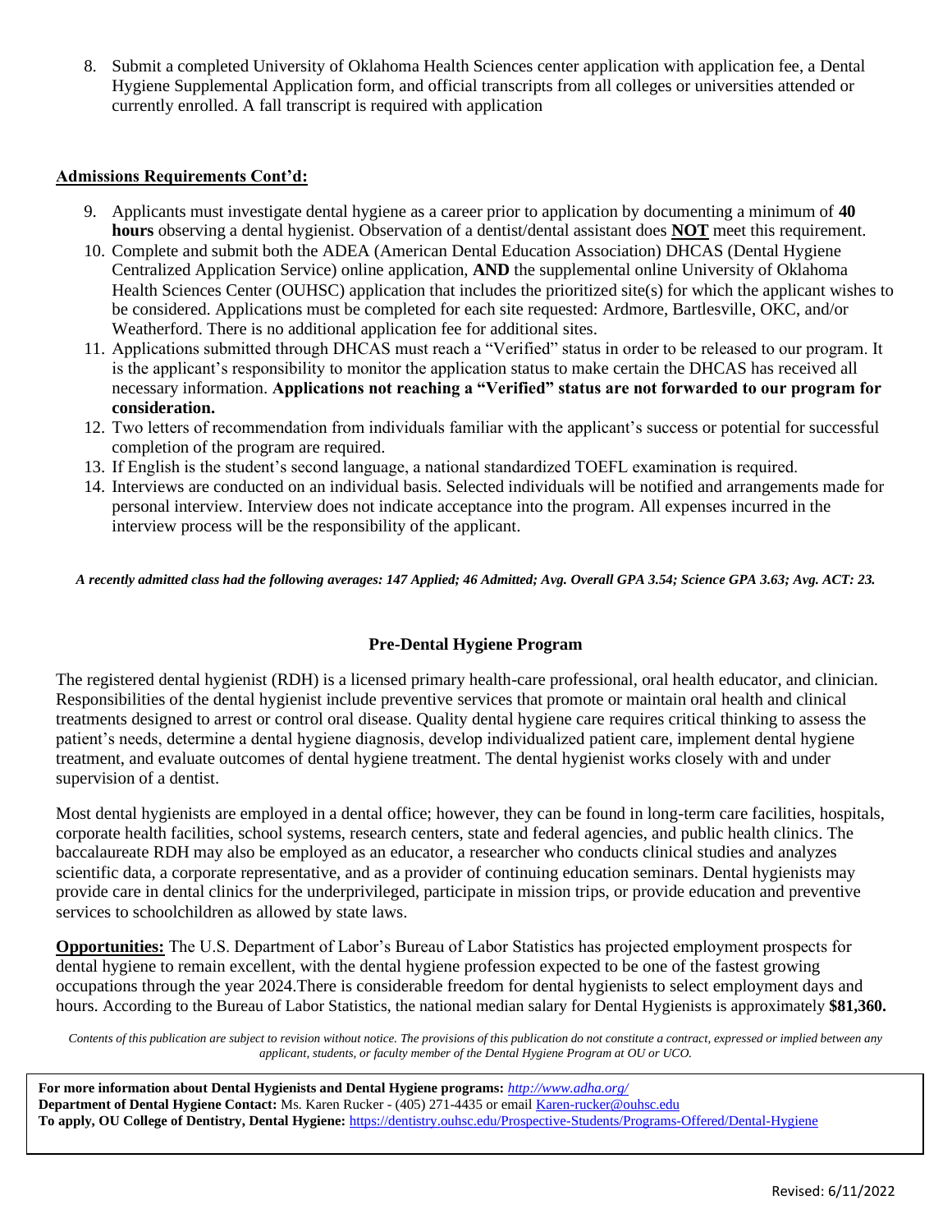8. Submit a completed University of Oklahoma Health Sciences center application with application fee, a Dental Hygiene Supplemental Application form, and official transcripts from all colleges or universities attended or currently enrolled. A fall transcript is required with application

## Admissions Requirements Cont'd:

9. Applicants must investigate dental hygiene as a career prior to application by documenting a minimum of **40 hours** observing a dental hygienist. Observation of a dentist/dental assistant does **NOT** meet this requirement.
10. Complete and submit both the ADEA (American Dental Education Association) DHCAS (Dental Hygiene Centralized Application Service) online application, **AND** the supplemental online University of Oklahoma Health Sciences Center (OUHSC) application that includes the prioritized site(s) for which the applicant wishes to be considered. Applications must be completed for each site requested: Ardmore, Bartlesville, OKC, and/or Weatherford. There is no additional application fee for additional sites.
11. Applications submitted through DHCAS must reach a "Verified" status in order to be released to our program. It is the applicant's responsibility to monitor the application status to make certain the DHCAS has received all necessary information. **Applications not reaching a "Verified" status are not forwarded to our program for consideration.**
12. Two letters of recommendation from individuals familiar with the applicant's success or potential for successful completion of the program are required.
13. If English is the student's second language, a national standardized TOEFL examination is required.
14. Interviews are conducted on an individual basis. Selected individuals will be notified and arrangements made for personal interview. Interview does not indicate acceptance into the program. All expenses incurred in the interview process will be the responsibility of the applicant.

***A recently admitted class had the following averages: 147 Applied; 46 Admitted; Avg. Overall GPA 3.54; Science GPA 3.63; Avg. ACT: 23.***

## Pre-Dental Hygiene Program

The registered dental hygienist (RDH) is a licensed primary health-care professional, oral health educator, and clinician. Responsibilities of the dental hygienist include preventive services that promote or maintain oral health and clinical treatments designed to arrest or control oral disease. Quality dental hygiene care requires critical thinking to assess the patient's needs, determine a dental hygiene diagnosis, develop individualized patient care, implement dental hygiene treatment, and evaluate outcomes of dental hygiene treatment. The dental hygienist works closely with and under supervision of a dentist.

Most dental hygienists are employed in a dental office; however, they can be found in long-term care facilities, hospitals, corporate health facilities, school systems, research centers, state and federal agencies, and public health clinics. The baccalaureate RDH may also be employed as an educator, a researcher who conducts clinical studies and analyzes scientific data, a corporate representative, and as a provider of continuing education seminars. Dental hygienists may provide care in dental clinics for the underprivileged, participate in mission trips, or provide education and preventive services to schoolchildren as allowed by state laws.

**Opportunities:** The U.S. Department of Labor's Bureau of Labor Statistics has projected employment prospects for dental hygiene to remain excellent, with the dental hygiene profession expected to be one of the fastest growing occupations through the year 2024.There is considerable freedom for dental hygienists to select employment days and hours. According to the Bureau of Labor Statistics, the national median salary for Dental Hygienists is approximately **$81,360.**

*Contents of this publication are subject to revision without notice. The provisions of this publication do not constitute a contract, expressed or implied between any applicant, students, or faculty member of the Dental Hygiene Program at OU or UCO.*

**For more information about Dental Hygienists and Dental Hygiene programs:** *http://www.adha.org/*
**Department of Dental Hygiene Contact:** Ms. Karen Rucker - (405) 271-4435 or email Karen-rucker@ouhsc.edu
**To apply, OU College of Dentistry, Dental Hygiene:** https://dentistry.ouhsc.edu/Prospective-Students/Programs-Offered/Dental-Hygiene

Revised: 6/11/2022